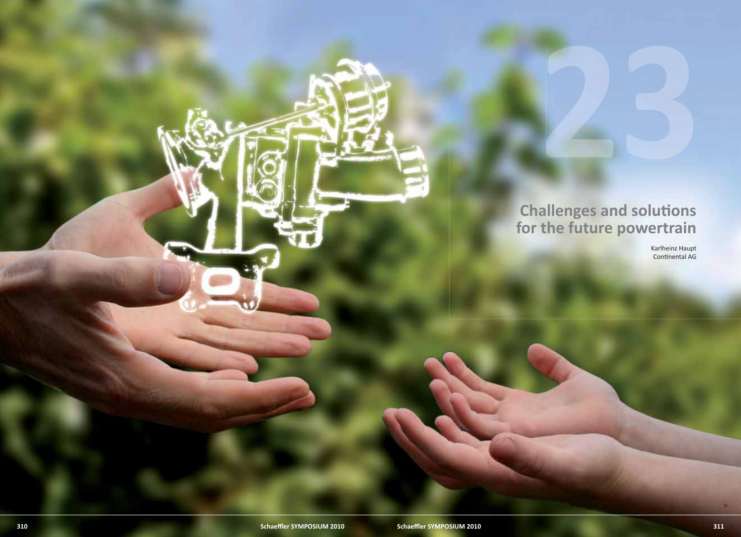23

# Challenges and solutions for the future powertrain

Karlheinz Haupt
Continental AG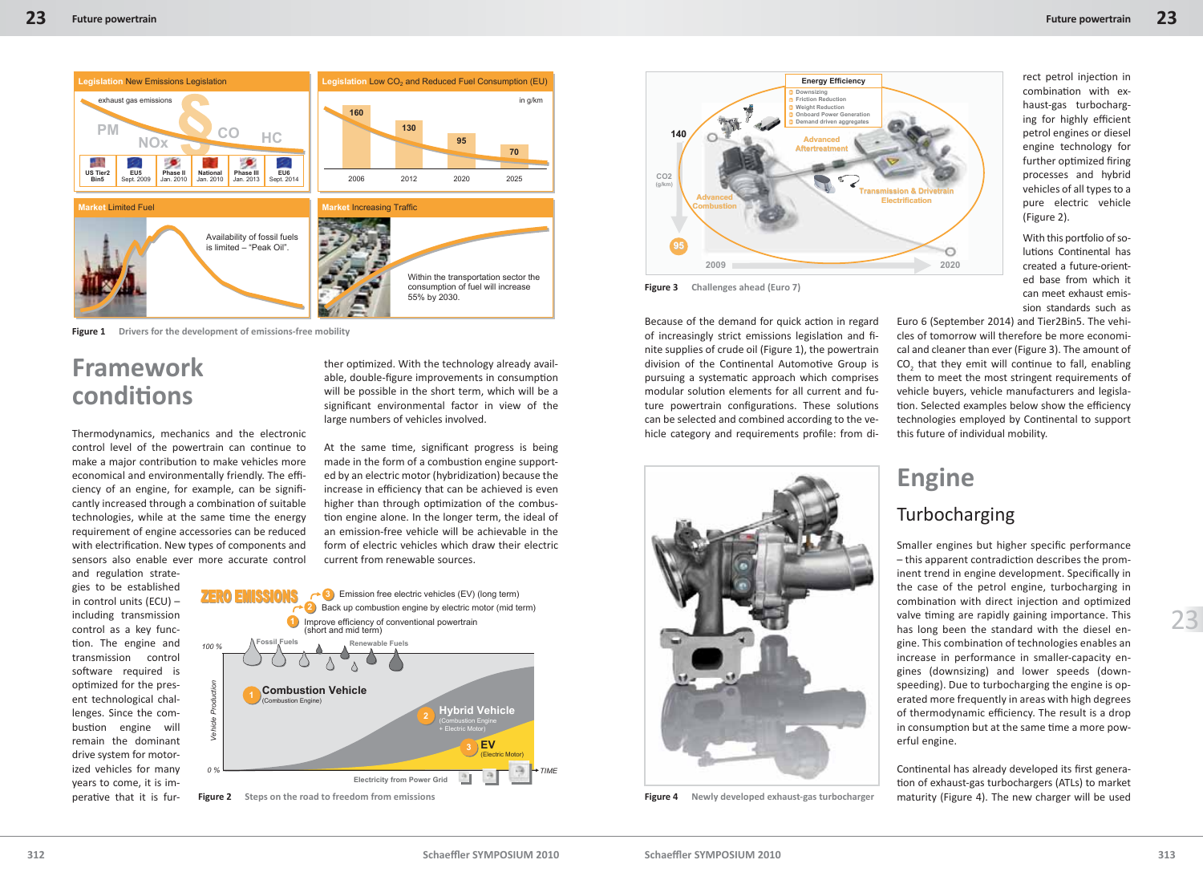Figure 1 Drivers for the development of emissions-free mobility

# Framework conditions

Thermodynamics, mechanics and the electronic control level of the powertrain can continue to make a major contribution to make vehicles more economical and environmentally friendly. The efficiency of an engine, for example, can be significantly increased through a combination of suitable technologies, while at the same time the energy requirement of engine accessories can be reduced with electrification. New types of components and sensors also enable ever more accurate control and regulation strategies to be established in control units (ECU) – including transmission control as a key function. The engine and transmission control software required is optimized for the present technological challenges. Since the combustion engine will remain the dominant drive system for motorized vehicles for many years to come, it is imperative that it is further optimized. With the technology already available, double-figure improvements in consumption will be possible in the short term, which will be a significant environmental factor in view of the large numbers of vehicles involved.

At the same time, significant progress is being made in the form of a combustion engine supported by an electric motor (hybridization) because the increase in efficiency that can be achieved is even higher than through optimization of the combustion engine alone. In the longer term, the ideal of an emission-free vehicle will be achievable in the form of electric vehicles which draw their electric current from renewable sources.

Figure 2 Steps on the road to freedom from emissions

Figure 3 Challenges ahead (Euro 7)

Because of the demand for quick action in regard of increasingly strict emissions legislation and finite supplies of crude oil (Figure 1), the powertrain division of the Continental Automotive Group is pursuing a systematic approach which comprises modular solution elements for all current and future powertrain configurations. These solutions can be selected and combined according to the vehicle category and requirements profile: from direct petrol injection in combination with exhaust-gas turbocharging for highly efficient petrol engines or diesel engine technology for further optimized firing processes and hybrid vehicles of all types to a pure electric vehicle (Figure 2).

With this portfolio of solutions Continental has created a future-oriented base from which it can meet exhaust emission standards such as Euro 6 (September 2014) and Tier2Bin5. The vehicles of tomorrow will therefore be more economical and cleaner than ever (Figure 3). The amount of $CO_2$ that they emit will continue to fall, enabling them to meet the most stringent requirements of vehicle buyers, vehicle manufacturers and legislation. Selected examples below show the efficiency technologies employed by Continental to support this future of individual mobility.

Figure 4 Newly developed exhaust-gas turbocharger

# Engine

## Turbocharging

Smaller engines but higher specific performance – this apparent contradiction describes the prominent trend in engine development. Specifically in the case of the petrol engine, turbocharging in combination with direct injection and optimized valve timing are rapidly gaining importance. This has long been the standard with the diesel engine. This combination of technologies enables an increase in performance in smaller-capacity engines (downsizing) and lower speeds (downspeeding). Due to turbocharging the engine is operated more frequently in areas with high degrees of thermodynamic efficiency. The result is a drop in consumption but at the same time a more powerful engine.

Continental has already developed its first generation of exhaust-gas turbochargers (ATLs) to market maturity (Figure 4). The new charger will be used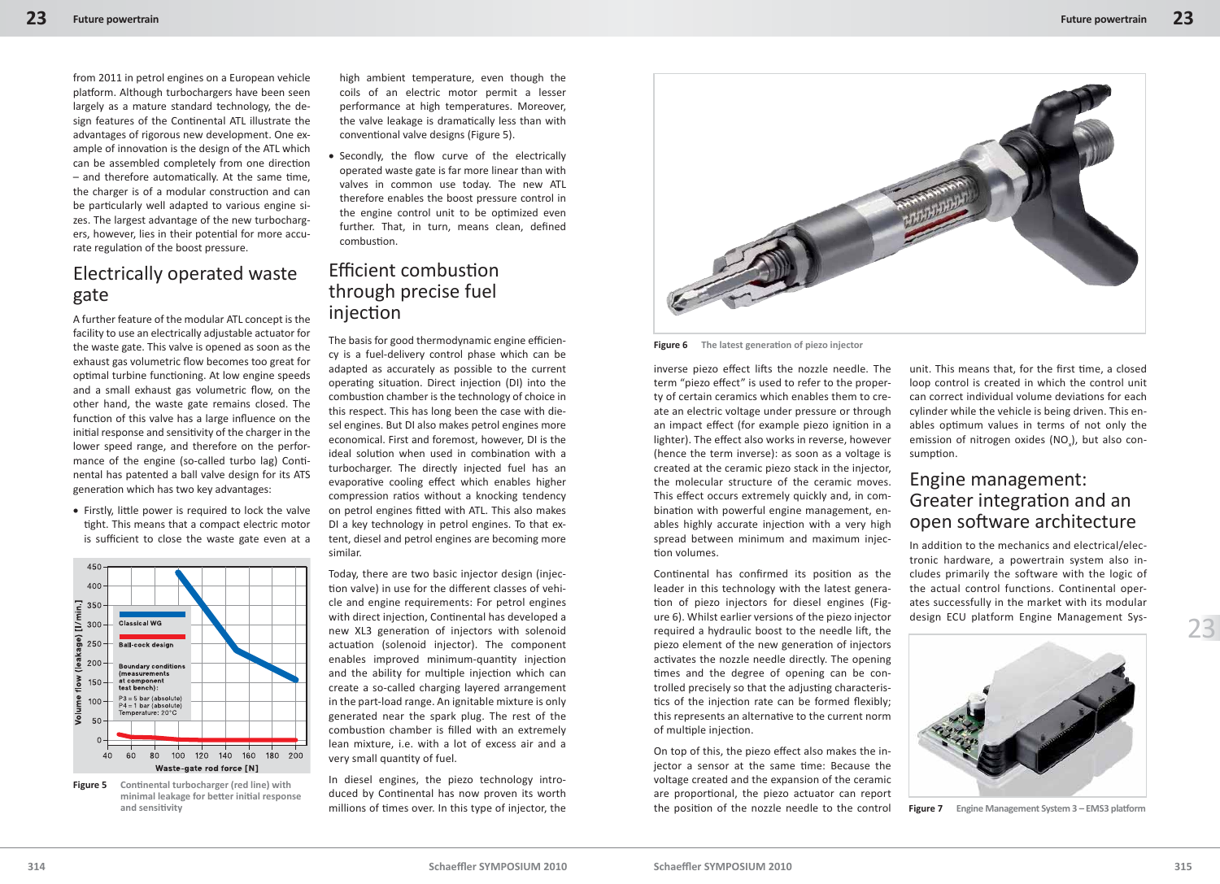from 2011 in petrol engines on a European vehicle platform. Although turbochargers have been seen largely as a mature standard technology, the design features of the Continental ATL illustrate the advantages of rigorous new development. One example of innovation is the design of the ATL which can be assembled completely from one direction – and therefore automatically. At the same time, the charger is of a modular construction and can be particularly well adapted to various engine sizes. The largest advantage of the new turbochargers, however, lies in their potential for more accurate regulation of the boost pressure.

## Electrically operated waste gate

A further feature of the modular ATL concept is the facility to use an electrically adjustable actuator for the waste gate. This valve is opened as soon as the exhaust gas volumetric flow becomes too great for optimal turbine functioning. At low engine speeds and a small exhaust gas volumetric flow, on the other hand, the waste gate remains closed. The function of this valve has a large influence on the initial response and sensitivity of the charger in the lower speed range, and therefore on the performance of the engine (so-called turbo lag). Continental has patented a ball valve design for its ATS generation which has two key advantages:

- Firstly, little power is required to lock the valve tight. This means that a compact electric motor is sufficient to close the waste gate even at a high ambient temperature, even though the coils of an electric motor permit a lesser performance at high temperatures. Moreover, the valve leakage is dramatically less than with conventional valve designs (Figure 5).
- Secondly, the flow curve of the electrically operated waste gate is far more linear than with valves in common use today. The new ATL therefore enables the boost pressure control in the engine control unit to be optimized even further. That, in turn, means clean, defined combustion.

**Figure 5** Continental turbocharger (red line) with minimal leakage for better initial response and sensitivity

## Efficient combustion through precise fuel injection

The basis for good thermodynamic engine efficiency is a fuel-delivery control phase which can be adapted as accurately as possible to the current operating situation. Direct injection (DI) into the combustion chamber is the technology of choice in this respect. This has long been the case with diesel engines. But DI also makes petrol engines more economical. First and foremost, however, DI is the ideal solution when used in combination with a turbocharger. The directly injected fuel has an evaporative cooling effect which enables higher compression ratios without a knocking tendency on petrol engines fitted with ATL. This also makes DI a key technology in petrol engines. To that extent, diesel and petrol engines are becoming more similar.

Today, there are two basic injector design (injection valve) in use for the different classes of vehicle and engine requirements: For petrol engines with direct injection, Continental has developed a new XL3 generation of injectors with solenoid actuation (solenoid injector). The component enables improved minimum-quantity injection and the ability for multiple injection which can create a so-called charging layered arrangement in the part-load range. An ignitable mixture is only generated near the spark plug. The rest of the combustion chamber is filled with an extremely lean mixture, i.e. with a lot of excess air and a very small quantity of fuel.

In diesel engines, the piezo technology introduced by Continental has now proven its worth millions of times over. In this type of injector, the inverse piezo effect lifts the nozzle needle. The term "piezo effect" is used to refer to the property of certain ceramics which enables them to create an electric voltage under pressure or through an impact effect (for example piezo ignition in a lighter). The effect also works in reverse, however (hence the term inverse): as soon as a voltage is created at the ceramic piezo stack in the injector, the molecular structure of the ceramic moves. This effect occurs extremely quickly and, in combination with powerful engine management, enables highly accurate injection with a very high spread between minimum and maximum injection volumes.

**Figure 6** The latest generation of piezo injector

Continental has confirmed its position as the leader in this technology with the latest generation of piezo injectors for diesel engines (Figure 6). Whilst earlier versions of the piezo injector required a hydraulic boost to the needle lift, the piezo element of the new generation of injectors activates the nozzle needle directly. The opening times and the degree of opening can be controlled precisely so that the adjusting characteristics of the injection rate can be formed flexibly; this represents an alternative to the current norm of multiple injection.

On top of this, the piezo effect also makes the injector a sensor at the same time: Because the voltage created and the expansion of the ceramic are proportional, the piezo actuator can report the position of the nozzle needle to the control unit. This means that, for the first time, a closed loop control is created in which the control unit can correct individual volume deviations for each cylinder while the vehicle is being driven. This enables optimum values in terms of not only the emission of nitrogen oxides ($NO_x$), but also consumption.

## Engine management: Greater integration and an open software architecture

In addition to the mechanics and electrical/electronic hardware, a powertrain system also includes primarily the software with the logic of the actual control functions. Continental operates successfully in the market with its modular design ECU platform Engine Management Sys-

**Figure 7** Engine Management System 3 – EMS3 platform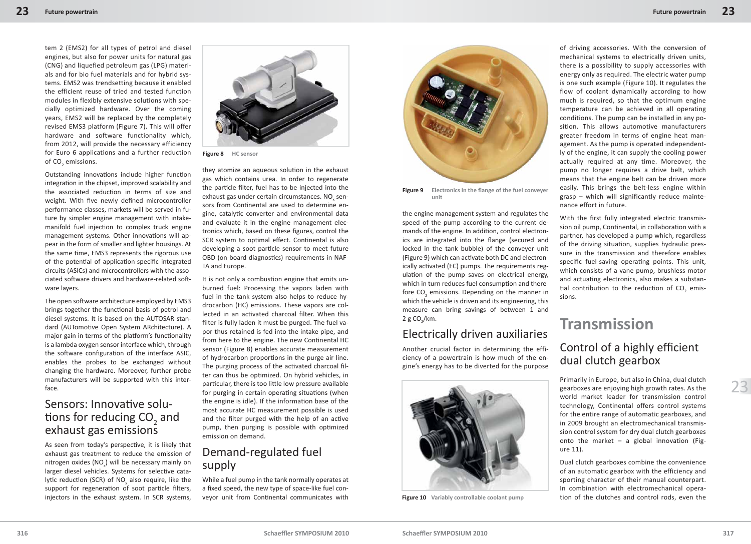tem 2 (EMS2) for all types of petrol and diesel engines, but also for power units for natural gas (CNG) and liquefied petroleum gas (LPG) materials and for bio fuel materials and for hybrid systems. EMS2 was trendsetting because it enabled the efficient reuse of tried and tested function modules in flexibly extensive solutions with specially optimized hardware. Over the coming years, EMS2 will be replaced by the completely revised EMS3 platform (Figure 7). This will offer hardware and software functionality which, from 2012, will provide the necessary efficiency for Euro 6 applications and a further reduction of $CO_2$ emissions.

Outstanding innovations include higher function integration in the chipset, improved scalability and the associated reduction in terms of size and weight. With five newly defined microcontroller performance classes, markets will be served in future by simpler engine management with intake-manifold fuel injection to complex truck engine management systems. Other innovations will appear in the form of smaller and lighter housings. At the same time, EMS3 represents the rigorous use of the potential of application-specific integrated circuits (ASICs) and microcontrollers with the associated software drivers and hardware-related software layers.

The open software architecture employed by EMS3 brings together the functional basis of petrol and diesel systems. It is based on the AUTOSAR standard (AUTomotive Open System ARchitecture). A major gain in terms of the platform's functionality is a lambda oxygen sensor interface which, through the software configuration of the interface ASIC, enables the probes to be exchanged without changing the hardware. Moreover, further probe manufacturers will be supported with this interface.

## Sensors: Innovative solutions for reducing $CO_2$ and exhaust gas emissions

As seen from today's perspective, it is likely that exhaust gas treatment to reduce the emission of nitrogen oxides ($NO_x$) will be necessary mainly on larger diesel vehicles. Systems for selective catalytic reduction (SCR) of $NO_x$ also require, like the support for regeneration of soot particle filters, injectors in the exhaust system. In SCR systems, they atomize an aqueous solution in the exhaust gas which contains urea. In order to regenerate the particle filter, fuel has to be injected into the exhaust gas under certain circumstances. $NO_x$ sensors from Continental are used to determine engine, catalytic converter and environmental data and evaluate it in the engine management electronics which, based on these figures, control the SCR system to optimal effect. Continental is also developing a soot particle sensor to meet future OBD (on-board diagnostics) requirements in NAFTA and Europe.

**Figure 8** HC sensor

It is not only a combustion engine that emits unburned fuel: Processing the vapors laden with fuel in the tank system also helps to reduce hydrocarbon (HC) emissions. These vapors are collected in an activated charcoal filter. When this filter is fully laden it must be purged. The fuel vapor thus retained is fed into the intake pipe, and from here to the engine. The new Continental HC sensor (Figure 8) enables accurate measurement of hydrocarbon proportions in the purge air line. The purging process of the activated charcoal filter can thus be optimized. On hybrid vehicles, in particular, there is too little low pressure available for purging in certain operating situations (when the engine is idle). If the information base of the most accurate HC measurement possible is used and the filter purged with the help of an active pump, then purging is possible with optimized emission on demand.

## Demand-regulated fuel supply

While a fuel pump in the tank normally operates at a fixed speed, the new type of space-like fuel conveyor unit from Continental communicates with the engine management system and regulates the speed of the pump according to the current demands of the engine. In addition, control electronics are integrated into the flange (secured and locked in the tank bubble) of the conveyer unit (Figure 9) which can activate both DC and electronically activated (EC) pumps. The requirements regulation of the pump saves on electrical energy, which in turn reduces fuel consumption and therefore $CO_2$ emissions. Depending on the manner in which the vehicle is driven and its engineering, this measure can bring savings of between 1 and 2 g $CO_2$/km.

**Figure 9** Electronics in the flange of the fuel conveyer unit

## Electrically driven auxiliaries

Another crucial factor in determining the efficiency of a powertrain is how much of the engine's energy has to be diverted for the purpose of driving accessories. With the conversion of mechanical systems to electrically driven units, there is a possibility to supply accessories with energy only as required. The electric water pump is one such example (Figure 10). It regulates the flow of coolant dynamically according to how much is required, so that the optimum engine temperature can be achieved in all operating conditions. The pump can be installed in any position. This allows automotive manufacturers greater freedom in terms of engine heat management. As the pump is operated independently of the engine, it can supply the cooling power actually required at any time. Moreover, the pump no longer requires a drive belt, which means that the engine belt can be driven more easily. This brings the belt-less engine within grasp – which will significantly reduce maintenance effort in future.

**Figure 10** Variably controllable coolant pump

With the first fully integrated electric transmission oil pump, Continental, in collaboration with a partner, has developed a pump which, regardless of the driving situation, supplies hydraulic pressure in the transmission and therefore enables specific fuel-saving operating points. This unit, which consists of a vane pump, brushless motor and actuating electronics, also makes a substantial contribution to the reduction of $CO_2$ emissions.

# Transmission

## Control of a highly efficient dual clutch gearbox

Primarily in Europe, but also in China, dual clutch gearboxes are enjoying high growth rates. As the world market leader for transmission control technology, Continental offers control systems for the entire range of automatic gearboxes, and in 2009 brought an electromechanical transmission control system for dry dual clutch gearboxes onto the market – a global innovation (Figure 11).

Dual clutch gearboxes combine the convenience of an automatic gearbox with the efficiency and sporting character of their manual counterpart. In combination with electromechanical operation of the clutches and control rods, even the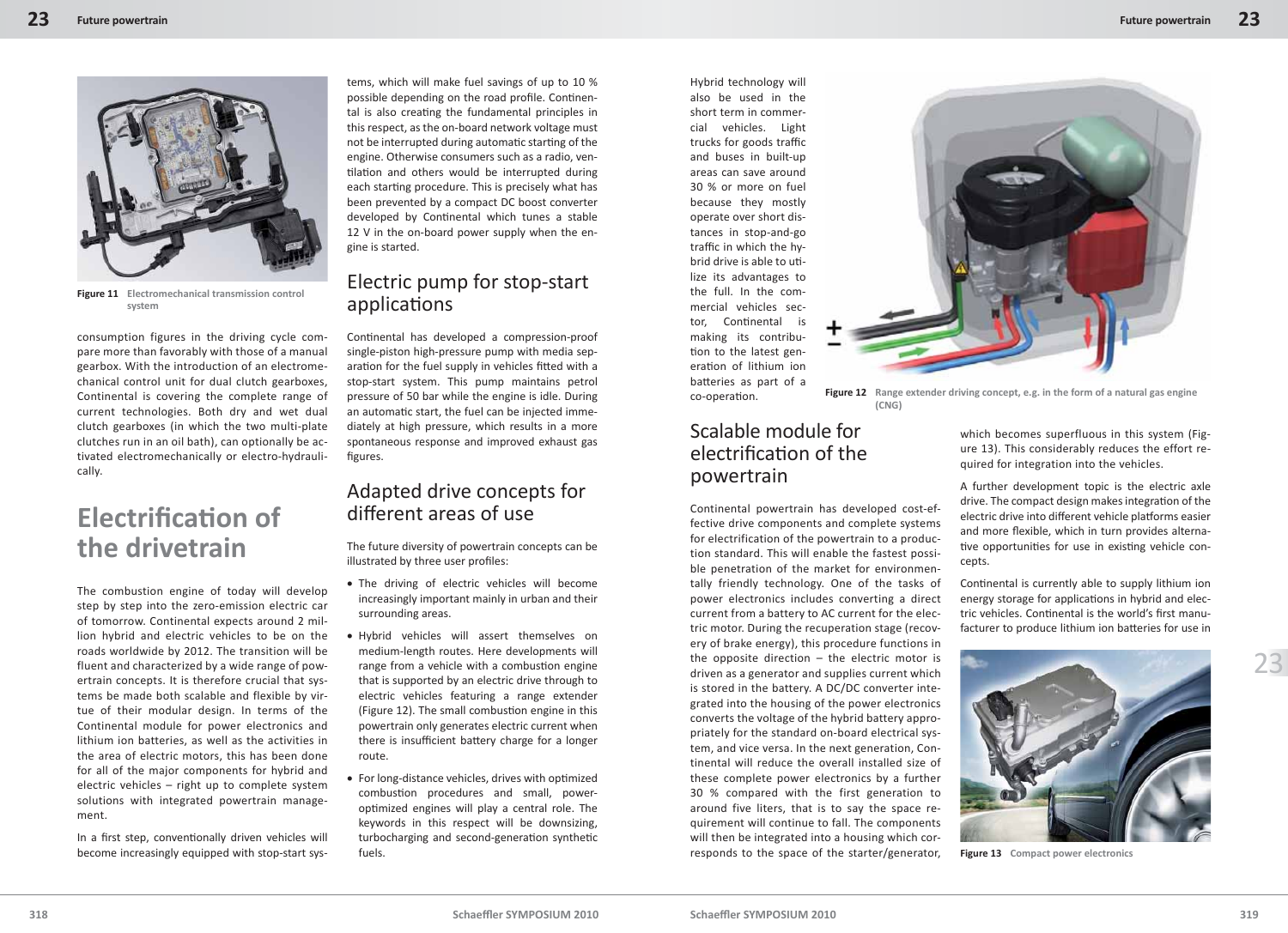Figure 11 Electromechanical transmission control system

consumption figures in the driving cycle compare more than favorably with those of a manual gearbox. With the introduction of an electromechanical control unit for dual clutch gearboxes, Continental is covering the complete range of current technologies. Both dry and wet dual clutch gearboxes (in which the two multi-plate clutches run in an oil bath), can optionally be activated electromechanically or electro-hydraulically.

# Electrification of the drivetrain

The combustion engine of today will develop step by step into the zero-emission electric car of tomorrow. Continental expects around 2 million hybrid and electric vehicles to be on the roads worldwide by 2012. The transition will be fluent and characterized by a wide range of powertrain concepts. It is therefore crucial that systems be made both scalable and flexible by virtue of their modular design. In terms of the Continental module for power electronics and lithium ion batteries, as well as the activities in the area of electric motors, this has been done for all of the major components for hybrid and electric vehicles – right up to complete system solutions with integrated powertrain management.

In a first step, conventionally driven vehicles will become increasingly equipped with stop-start systems, which will make fuel savings of up to 10 % possible depending on the road profile. Continental is also creating the fundamental principles in this respect, as the on-board network voltage must not be interrupted during automatic starting of the engine. Otherwise consumers such as a radio, ventilation and others would be interrupted during each starting procedure. This is precisely what has been prevented by a compact DC boost converter developed by Continental which tunes a stable 12 V in the on-board power supply when the engine is started.

## Electric pump for stop-start applications

Continental has developed a compression-proof single-piston high-pressure pump with media separation for the fuel supply in vehicles fitted with a stop-start system. This pump maintains petrol pressure of 50 bar while the engine is idle. During an automatic start, the fuel can be injected immediately at high pressure, which results in a more spontaneous response and improved exhaust gas figures.

## Adapted drive concepts for different areas of use

The future diversity of powertrain concepts can be illustrated by three user profiles:

- The driving of electric vehicles will become increasingly important mainly in urban and their surrounding areas.
- Hybrid vehicles will assert themselves on medium-length routes. Here developments will range from a vehicle with a combustion engine that is supported by an electric drive through to electric vehicles featuring a range extender (Figure 12). The small combustion engine in this powertrain only generates electric current when there is insufficient battery charge for a longer route.
- For long-distance vehicles, drives with optimized combustion procedures and small, power-optimized engines will play a central role. The keywords in this respect will be downsizing, turbocharging and second-generation synthetic fuels.

Hybrid technology will also be used in the short term in commercial vehicles. Light trucks for goods traffic and buses in built-up areas can save around 30 % or more on fuel because they mostly operate over short distances in stop-and-go traffic in which the hybrid drive is able to utilize its advantages to the full. In the commercial vehicles sector, Continental is making its contribution to the latest generation of lithium ion batteries as part of a co-operation.

Figure 12 Range extender driving concept, e.g. in the form of a natural gas engine (CNG)

## Scalable module for electrification of the powertrain

Continental powertrain has developed cost-effective drive components and complete systems for electrification of the powertrain to a production standard. This will enable the fastest possible penetration of the market for environmentally friendly technology. One of the tasks of power electronics includes converting a direct current from a battery to AC current for the electric motor. During the recuperation stage (recovery of brake energy), this procedure functions in the opposite direction – the electric motor is driven as a generator and supplies current which is stored in the battery. A DC/DC converter integrated into the housing of the power electronics converts the voltage of the hybrid battery appropriately for the standard on-board electrical system, and vice versa. In the next generation, Continental will reduce the overall installed size of these complete power electronics by a further 30 % compared with the first generation to around five liters, that is to say the space requirement will continue to fall. The components will then be integrated into a housing which corresponds to the space of the starter/generator, which becomes superfluous in this system (Figure 13). This considerably reduces the effort required for integration into the vehicles.

A further development topic is the electric axle drive. The compact design makes integration of the electric drive into different vehicle platforms easier and more flexible, which in turn provides alternative opportunities for use in existing vehicle concepts.

Continental is currently able to supply lithium ion energy storage for applications in hybrid and electric vehicles. Continental is the world's first manufacturer to produce lithium ion batteries for use in

Figure 13 Compact power electronics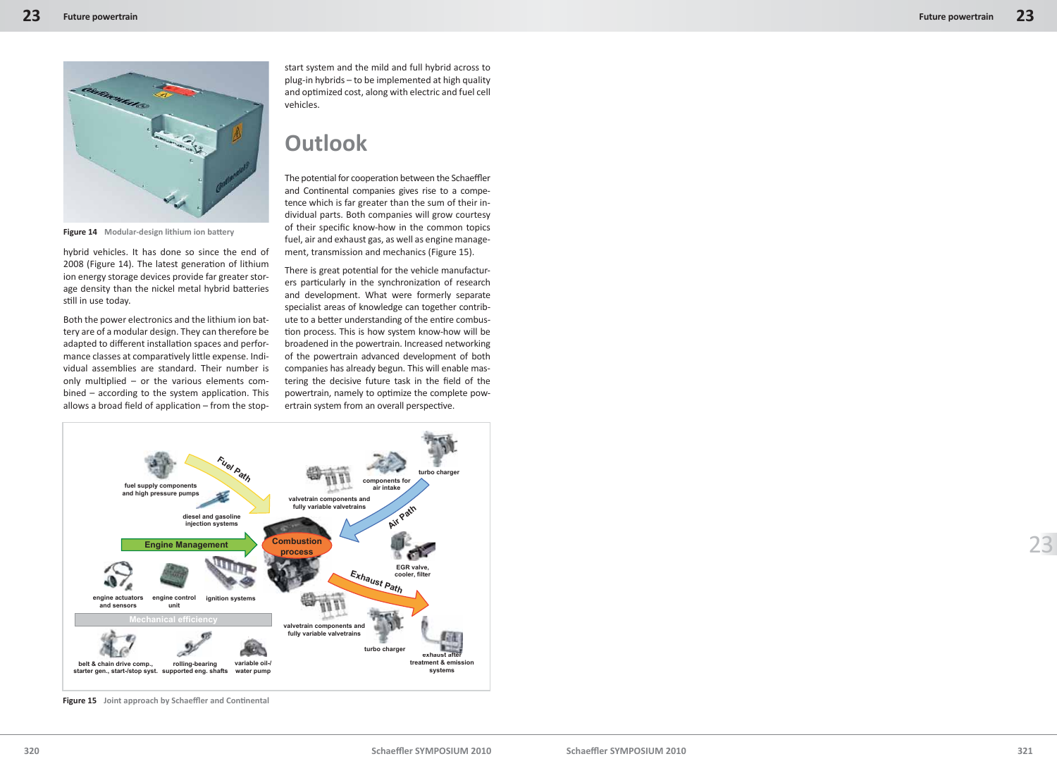Figure 14 Modular-design lithium ion battery

hybrid vehicles. It has done so since the end of 2008 (Figure 14). The latest generation of lithium ion energy storage devices provide far greater storage density than the nickel metal hybrid batteries still in use today.

Both the power electronics and the lithium ion battery are of a modular design. They can therefore be adapted to different installation spaces and performance classes at comparatively little expense. Individual assemblies are standard. Their number is only multiplied – or the various elements combined – according to the system application. This allows a broad field of application – from the start-stop system and the mild and full hybrid across to plug-in hybrids – to be implemented at high quality and optimized cost, along with electric and fuel cell vehicles.

# Outlook

The potential for cooperation between the Schaeffler and Continental companies gives rise to a competence which is far greater than the sum of their individual parts. Both companies will grow courtesy of their specific know-how in the common topics fuel, air and exhaust gas, as well as engine management, transmission and mechanics (Figure 15).

There is great potential for the vehicle manufacturers particularly in the synchronization of research and development. What were formerly separate specialist areas of knowledge can together contribute to a better understanding of the entire combustion process. This is how system know-how will be broadened in the powertrain. Increased networking of the powertrain advanced development of both companies has already begun. This will enable mastering the decisive future task in the field of the powertrain, namely to optimize the complete powertrain system from an overall perspective.

Fuel Path
fuel supply components and high pressure pumps
diesel and gasoline injection systems
valvetrain components and fully variable valvetrains
components for air intake
turbo charger
Air Path
Engine Management
Combustion process
EGR valve, cooler, filter
engine actuators and sensors
engine control unit
ignition systems
Exhaust Path
Mechanical efficiency
valvetrain components and fully variable valvetrains
turbo charger
exhaust after treatment & emission systems
belt & chain drive comp., starter gen., start-/stop syst.
rolling-bearing supported eng. shafts
variable oil-/ water pump

Figure 15 Joint approach by Schaeffler and Continental